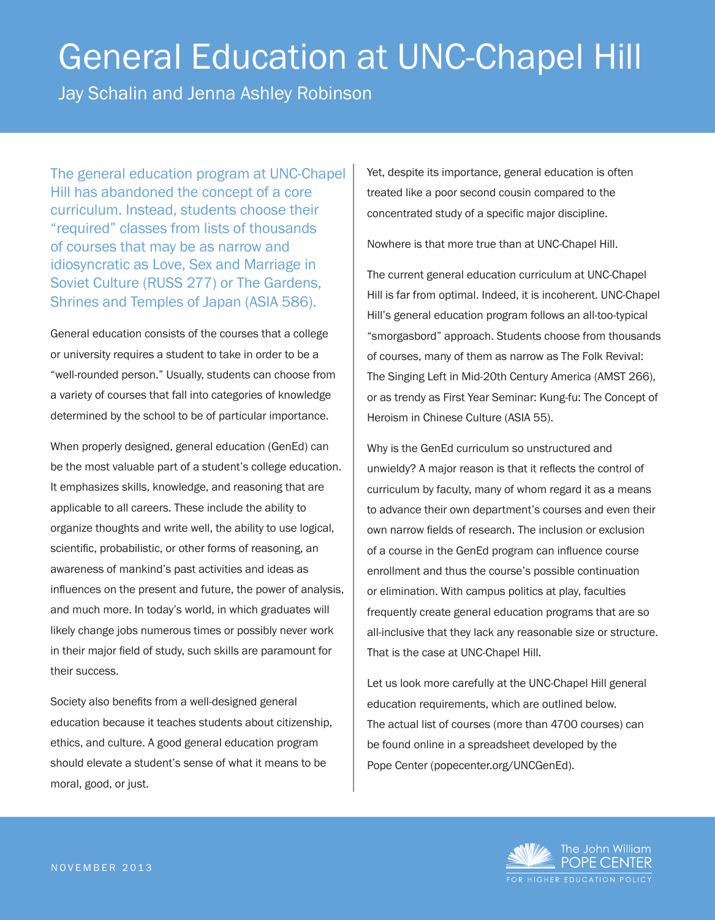# General Education at UNC-Chapel Hill

Jay Schalin and Jenna Ashley Robinson

The general education program at UNC-Chapel Hill has abandoned the concept of a core curriculum. Instead, students choose their "required" classes from lists of thousands of courses that may be as narrow and idiosyncratic as Love, Sex and Marriage in Soviet Culture (RUSS 277) or The Gardens, Shrines and Temples of Japan (ASIA 586).

General education consists of the courses that a college or university requires a student to take in order to be a "well-rounded person." Usually, students can choose from a variety of courses that fall into categories of knowledge determined by the school to be of particular importance.

When properly designed, general education (GenEd) can be the most valuable part of a student's college education. It emphasizes skills, knowledge, and reasoning that are applicable to all careers. These include the ability to organize thoughts and write well, the ability to use logical, scientific, probabilistic, or other forms of reasoning, an awareness of mankind's past activities and ideas as influences on the present and future, the power of analysis, and much more. In today's world, in which graduates will likely change jobs numerous times or possibly never work in their major field of study, such skills are paramount for their success.

Society also benefits from a well-designed general education because it teaches students about citizenship, ethics, and culture. A good general education program should elevate a student's sense of what it means to be moral, good, or just.

Yet, despite its importance, general education is often treated like a poor second cousin compared to the concentrated study of a specific major discipline.

Nowhere is that more true than at UNC-Chapel Hill.

The current general education curriculum at UNC-Chapel Hill is far from optimal. Indeed, it is incoherent. UNC-Chapel Hill's general education program follows an all-too-typical "smorgasbord" approach. Students choose from thousands of courses, many of them as narrow as The Folk Revival: The Singing Left in Mid-20th Century America (AMST 266), or as trendy as First Year Seminar: Kung-fu: The Concept of Heroism in Chinese Culture (ASIA 55).

Why is the GenEd curriculum so unstructured and unwieldy? A major reason is that it reflects the control of curriculum by faculty, many of whom regard it as a means to advance their own department's courses and even their own narrow fields of research. The inclusion or exclusion of a course in the GenEd program can influence course enrollment and thus the course's possible continuation or elimination. With campus politics at play, faculties frequently create general education programs that are so all-inclusive that they lack any reasonable size or structure. That is the case at UNC-Chapel Hill.

Let us look more carefully at the UNC-Chapel Hill general education requirements, which are outlined below. The actual list of courses (more than 4700 courses) can be found online in a spreadsheet developed by the Pope Center (popecenter.org/UNCGenEd).

NOVEMBER 2013

The John William POPE CENTER FOR HIGHER EDUCATION POLICY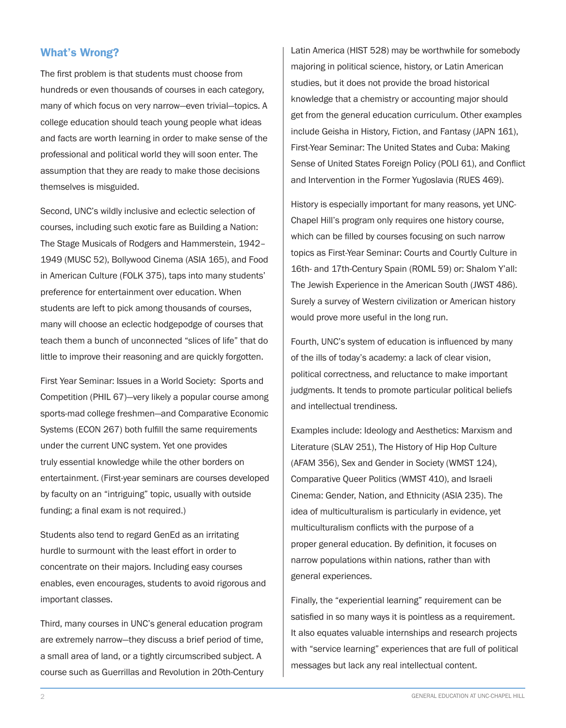## What's Wrong?

The first problem is that students must choose from hundreds or even thousands of courses in each category, many of which focus on very narrow—even trivial—topics. A college education should teach young people what ideas and facts are worth learning in order to make sense of the professional and political world they will soon enter. The assumption that they are ready to make those decisions themselves is misguided.

Second, UNC's wildly inclusive and eclectic selection of courses, including such exotic fare as Building a Nation: The Stage Musicals of Rodgers and Hammerstein, 1942–1949 (MUSC 52), Bollywood Cinema (ASIA 165), and Food in American Culture (FOLK 375), taps into many students' preference for entertainment over education. When students are left to pick among thousands of courses, many will choose an eclectic hodgepodge of courses that teach them a bunch of unconnected "slices of life" that do little to improve their reasoning and are quickly forgotten.

First Year Seminar: Issues in a World Society: Sports and Competition (PHIL 67)—very likely a popular course among sports-mad college freshmen—and Comparative Economic Systems (ECON 267) both fulfill the same requirements under the current UNC system. Yet one provides truly essential knowledge while the other borders on entertainment. (First-year seminars are courses developed by faculty on an "intriguing" topic, usually with outside funding; a final exam is not required.)

Students also tend to regard GenEd as an irritating hurdle to surmount with the least effort in order to concentrate on their majors. Including easy courses enables, even encourages, students to avoid rigorous and important classes.

Third, many courses in UNC's general education program are extremely narrow—they discuss a brief period of time, a small area of land, or a tightly circumscribed subject. A course such as Guerrillas and Revolution in 20th-Century Latin America (HIST 528) may be worthwhile for somebody majoring in political science, history, or Latin American studies, but it does not provide the broad historical knowledge that a chemistry or accounting major should get from the general education curriculum. Other examples include Geisha in History, Fiction, and Fantasy (JAPN 161), First-Year Seminar: The United States and Cuba: Making Sense of United States Foreign Policy (POLI 61), and Conflict and Intervention in the Former Yugoslavia (RUES 469).

History is especially important for many reasons, yet UNC-Chapel Hill's program only requires one history course, which can be filled by courses focusing on such narrow topics as First-Year Seminar: Courts and Courtly Culture in 16th- and 17th-Century Spain (ROML 59) or: Shalom Y'all: The Jewish Experience in the American South (JWST 486). Surely a survey of Western civilization or American history would prove more useful in the long run.

Fourth, UNC's system of education is influenced by many of the ills of today's academy: a lack of clear vision, political correctness, and reluctance to make important judgments. It tends to promote particular political beliefs and intellectual trendiness.

Examples include: Ideology and Aesthetics: Marxism and Literature (SLAV 251), The History of Hip Hop Culture (AFAM 356), Sex and Gender in Society (WMST 124), Comparative Queer Politics (WMST 410), and Israeli Cinema: Gender, Nation, and Ethnicity (ASIA 235). The idea of multiculturalism is particularly in evidence, yet multiculturalism conflicts with the purpose of a proper general education. By definition, it focuses on narrow populations within nations, rather than with general experiences.

Finally, the "experiential learning" requirement can be satisfied in so many ways it is pointless as a requirement. It also equates valuable internships and research projects with "service learning" experiences that are full of political messages but lack any real intellectual content.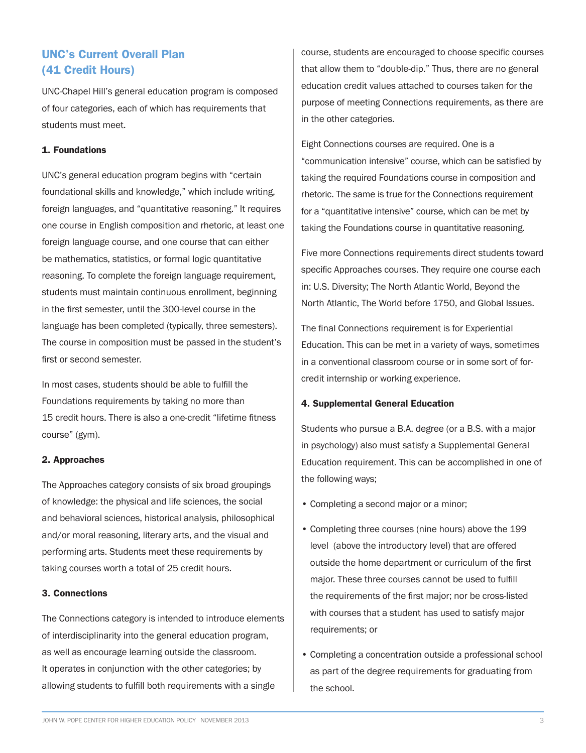## UNC's Current Overall Plan (41 Credit Hours)

UNC-Chapel Hill's general education program is composed of four categories, each of which has requirements that students must meet.

### 1. Foundations

UNC's general education program begins with "certain foundational skills and knowledge," which include writing, foreign languages, and "quantitative reasoning." It requires one course in English composition and rhetoric, at least one foreign language course, and one course that can either be mathematics, statistics, or formal logic quantitative reasoning. To complete the foreign language requirement, students must maintain continuous enrollment, beginning in the first semester, until the 300-level course in the language has been completed (typically, three semesters). The course in composition must be passed in the student's first or second semester.

In most cases, students should be able to fulfill the Foundations requirements by taking no more than 15 credit hours. There is also a one-credit "lifetime fitness course" (gym).

### 2. Approaches

The Approaches category consists of six broad groupings of knowledge: the physical and life sciences, the social and behavioral sciences, historical analysis, philosophical and/or moral reasoning, literary arts, and the visual and performing arts. Students meet these requirements by taking courses worth a total of 25 credit hours.

### 3. Connections

The Connections category is intended to introduce elements of interdisciplinarity into the general education program, as well as encourage learning outside the classroom. It operates in conjunction with the other categories; by allowing students to fulfill both requirements with a single course, students are encouraged to choose specific courses that allow them to "double-dip." Thus, there are no general education credit values attached to courses taken for the purpose of meeting Connections requirements, as there are in the other categories.

Eight Connections courses are required. One is a "communication intensive" course, which can be satisfied by taking the required Foundations course in composition and rhetoric. The same is true for the Connections requirement for a "quantitative intensive" course, which can be met by taking the Foundations course in quantitative reasoning.

Five more Connections requirements direct students toward specific Approaches courses. They require one course each in: U.S. Diversity; The North Atlantic World, Beyond the North Atlantic, The World before 1750, and Global Issues.

The final Connections requirement is for Experiential Education. This can be met in a variety of ways, sometimes in a conventional classroom course or in some sort of for-credit internship or working experience.

### 4. Supplemental General Education

Students who pursue a B.A. degree (or a B.S. with a major in psychology) also must satisfy a Supplemental General Education requirement. This can be accomplished in one of the following ways;

- Completing a second major or a minor;
- Completing three courses (nine hours) above the 199 level (above the introductory level) that are offered outside the home department or curriculum of the first major. These three courses cannot be used to fulfill the requirements of the first major; nor be cross-listed with courses that a student has used to satisfy major requirements; or
- Completing a concentration outside a professional school as part of the degree requirements for graduating from the school.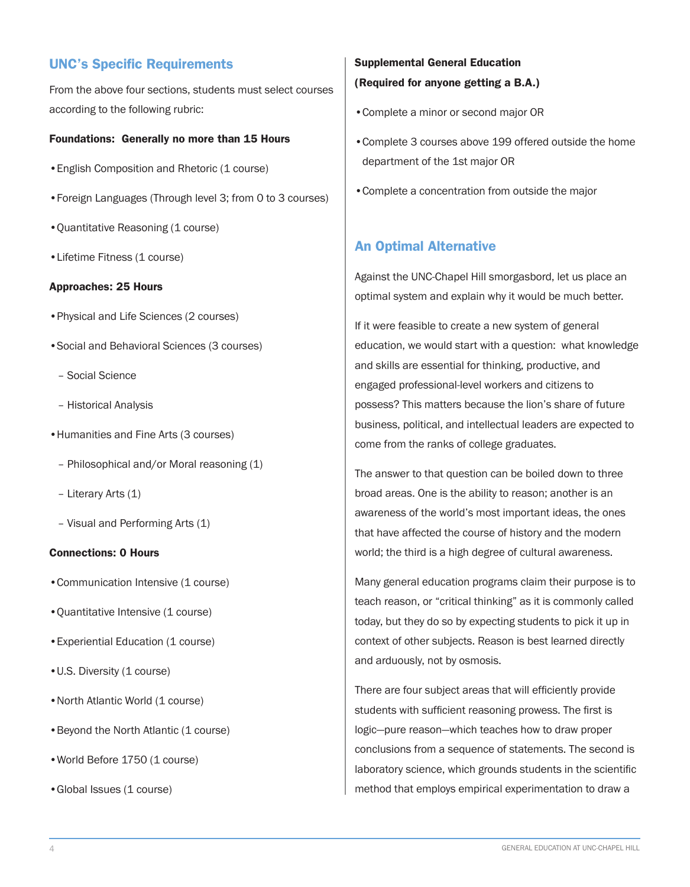## UNC's Specific Requirements

From the above four sections, students must select courses according to the following rubric:

**Foundations: Generally no more than 15 Hours**

- English Composition and Rhetoric (1 course)
- Foreign Languages (Through level 3; from 0 to 3 courses)
- Quantitative Reasoning (1 course)
- Lifetime Fitness (1 course)

**Approaches: 25 Hours**

- Physical and Life Sciences (2 courses)
- Social and Behavioral Sciences (3 courses)
  - Social Science
  - Historical Analysis
- Humanities and Fine Arts (3 courses)
  - Philosophical and/or Moral reasoning (1)
  - Literary Arts (1)
  - Visual and Performing Arts (1)

**Connections: 0 Hours**

- Communication Intensive (1 course)
- Quantitative Intensive (1 course)
- Experiential Education (1 course)
- U.S. Diversity (1 course)
- North Atlantic World (1 course)
- Beyond the North Atlantic (1 course)
- World Before 1750 (1 course)
- Global Issues (1 course)

**Supplemental General Education (Required for anyone getting a B.A.)**

- Complete a minor or second major OR
- Complete 3 courses above 199 offered outside the home department of the 1st major OR
- Complete a concentration from outside the major

## An Optimal Alternative

Against the UNC-Chapel Hill smorgasbord, let us place an optimal system and explain why it would be much better.

If it were feasible to create a new system of general education, we would start with a question: what knowledge and skills are essential for thinking, productive, and engaged professional-level workers and citizens to possess? This matters because the lion's share of future business, political, and intellectual leaders are expected to come from the ranks of college graduates.

The answer to that question can be boiled down to three broad areas. One is the ability to reason; another is an awareness of the world's most important ideas, the ones that have affected the course of history and the modern world; the third is a high degree of cultural awareness.

Many general education programs claim their purpose is to teach reason, or "critical thinking" as it is commonly called today, but they do so by expecting students to pick it up in context of other subjects. Reason is best learned directly and arduously, not by osmosis.

There are four subject areas that will efficiently provide students with sufficient reasoning prowess. The first is logic—pure reason—which teaches how to draw proper conclusions from a sequence of statements. The second is laboratory science, which grounds students in the scientific method that employs empirical experimentation to draw a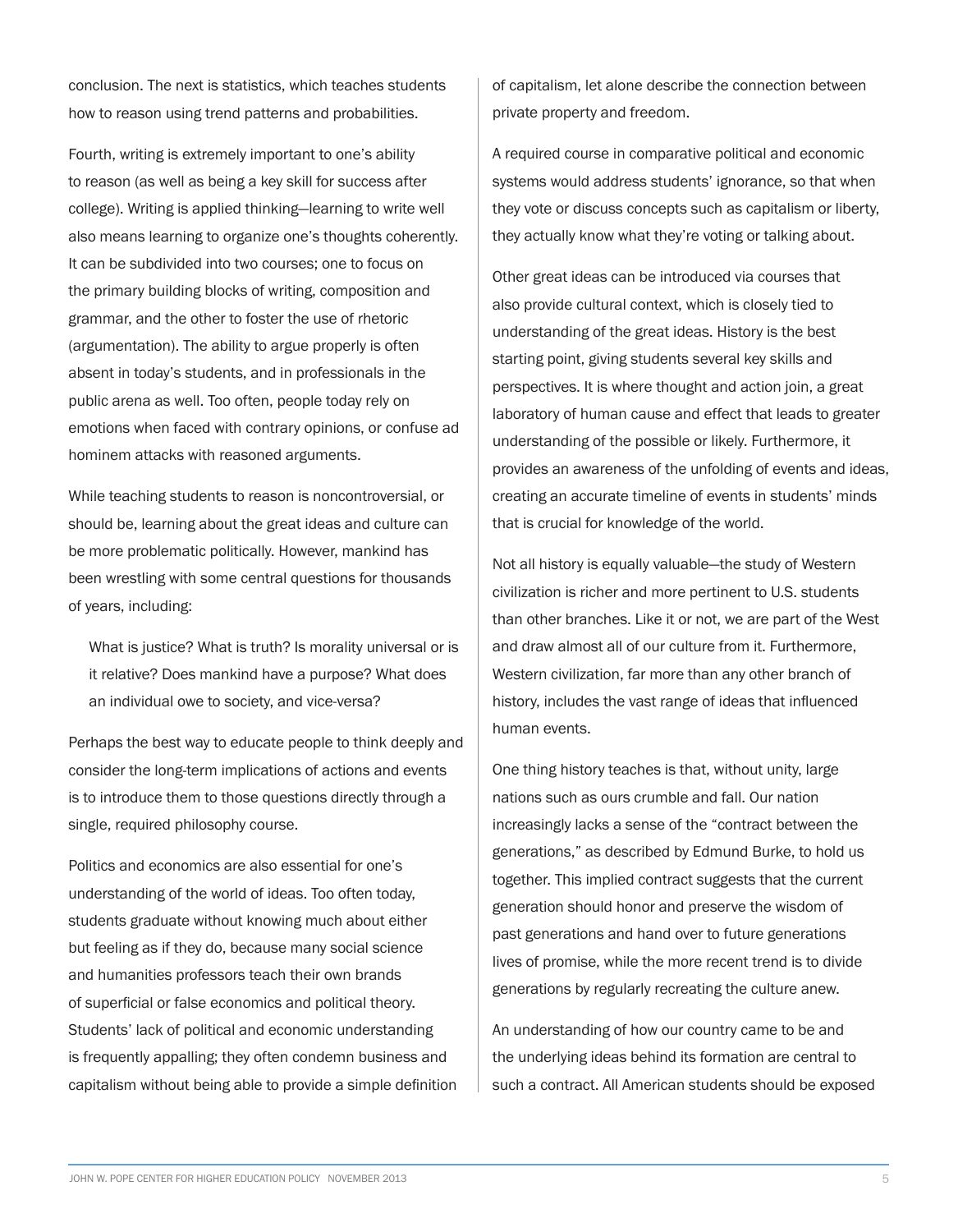conclusion. The next is statistics, which teaches students how to reason using trend patterns and probabilities.

Fourth, writing is extremely important to one's ability to reason (as well as being a key skill for success after college). Writing is applied thinking—learning to write well also means learning to organize one's thoughts coherently. It can be subdivided into two courses; one to focus on the primary building blocks of writing, composition and grammar, and the other to foster the use of rhetoric (argumentation). The ability to argue properly is often absent in today's students, and in professionals in the public arena as well. Too often, people today rely on emotions when faced with contrary opinions, or confuse ad hominem attacks with reasoned arguments.

While teaching students to reason is noncontroversial, or should be, learning about the great ideas and culture can be more problematic politically. However, mankind has been wrestling with some central questions for thousands of years, including:

> What is justice? What is truth? Is morality universal or is it relative? Does mankind have a purpose? What does an individual owe to society, and vice-versa?

Perhaps the best way to educate people to think deeply and consider the long-term implications of actions and events is to introduce them to those questions directly through a single, required philosophy course.

Politics and economics are also essential for one's understanding of the world of ideas. Too often today, students graduate without knowing much about either but feeling as if they do, because many social science and humanities professors teach their own brands of superficial or false economics and political theory. Students' lack of political and economic understanding is frequently appalling; they often condemn business and capitalism without being able to provide a simple definition of capitalism, let alone describe the connection between private property and freedom.

A required course in comparative political and economic systems would address students' ignorance, so that when they vote or discuss concepts such as capitalism or liberty, they actually know what they're voting or talking about.

Other great ideas can be introduced via courses that also provide cultural context, which is closely tied to understanding of the great ideas. History is the best starting point, giving students several key skills and perspectives. It is where thought and action join, a great laboratory of human cause and effect that leads to greater understanding of the possible or likely. Furthermore, it provides an awareness of the unfolding of events and ideas, creating an accurate timeline of events in students' minds that is crucial for knowledge of the world.

Not all history is equally valuable—the study of Western civilization is richer and more pertinent to U.S. students than other branches. Like it or not, we are part of the West and draw almost all of our culture from it. Furthermore, Western civilization, far more than any other branch of history, includes the vast range of ideas that influenced human events.

One thing history teaches is that, without unity, large nations such as ours crumble and fall. Our nation increasingly lacks a sense of the "contract between the generations," as described by Edmund Burke, to hold us together. This implied contract suggests that the current generation should honor and preserve the wisdom of past generations and hand over to future generations lives of promise, while the more recent trend is to divide generations by regularly recreating the culture anew.

An understanding of how our country came to be and the underlying ideas behind its formation are central to such a contract. All American students should be exposed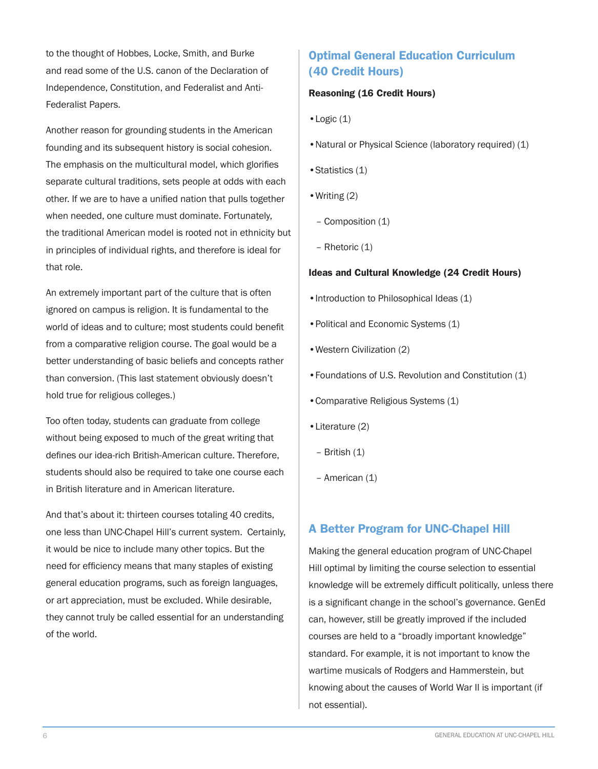to the thought of Hobbes, Locke, Smith, and Burke and read some of the U.S. canon of the Declaration of Independence, Constitution, and Federalist and Anti-Federalist Papers.

Another reason for grounding students in the American founding and its subsequent history is social cohesion. The emphasis on the multicultural model, which glorifies separate cultural traditions, sets people at odds with each other. If we are to have a unified nation that pulls together when needed, one culture must dominate. Fortunately, the traditional American model is rooted not in ethnicity but in principles of individual rights, and therefore is ideal for that role.

An extremely important part of the culture that is often ignored on campus is religion. It is fundamental to the world of ideas and to culture; most students could benefit from a comparative religion course. The goal would be a better understanding of basic beliefs and concepts rather than conversion. (This last statement obviously doesn't hold true for religious colleges.)

Too often today, students can graduate from college without being exposed to much of the great writing that defines our idea-rich British-American culture. Therefore, students should also be required to take one course each in British literature and in American literature.

And that's about it: thirteen courses totaling 40 credits, one less than UNC-Chapel Hill's current system. Certainly, it would be nice to include many other topics. But the need for efficiency means that many staples of existing general education programs, such as foreign languages, or art appreciation, must be excluded. While desirable, they cannot truly be called essential for an understanding of the world.

## Optimal General Education Curriculum (40 Credit Hours)

**Reasoning (16 Credit Hours)**

- Logic (1)
- Natural or Physical Science (laboratory required) (1)
- Statistics (1)
- Writing (2)
  - Composition (1)
  - Rhetoric (1)

**Ideas and Cultural Knowledge (24 Credit Hours)**

- Introduction to Philosophical Ideas (1)
- Political and Economic Systems (1)
- Western Civilization (2)
- Foundations of U.S. Revolution and Constitution (1)
- Comparative Religious Systems (1)
- Literature (2)
  - British (1)
  - American (1)

## A Better Program for UNC-Chapel Hill

Making the general education program of UNC-Chapel Hill optimal by limiting the course selection to essential knowledge will be extremely difficult politically, unless there is a significant change in the school's governance. GenEd can, however, still be greatly improved if the included courses are held to a "broadly important knowledge" standard. For example, it is not important to know the wartime musicals of Rodgers and Hammerstein, but knowing about the causes of World War II is important (if not essential).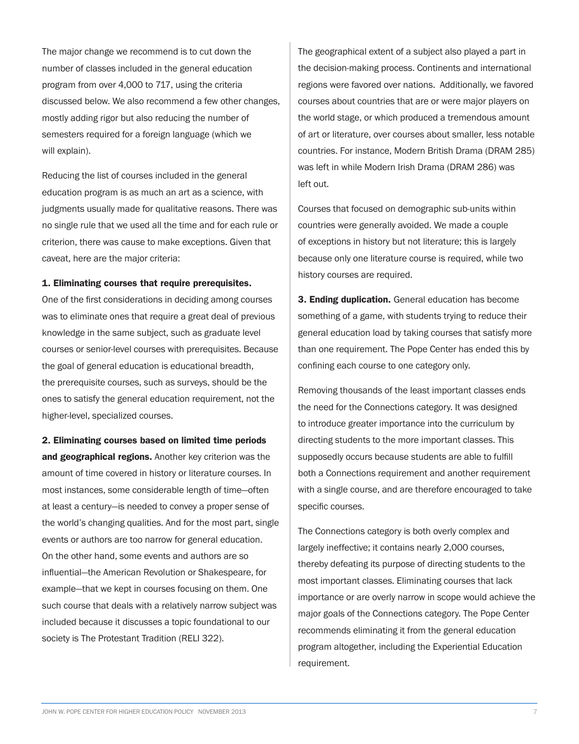The major change we recommend is to cut down the number of classes included in the general education program from over 4,000 to 717, using the criteria discussed below. We also recommend a few other changes, mostly adding rigor but also reducing the number of semesters required for a foreign language (which we will explain).

Reducing the list of courses included in the general education program is as much an art as a science, with judgments usually made for qualitative reasons. There was no single rule that we used all the time and for each rule or criterion, there was cause to make exceptions. Given that caveat, here are the major criteria:

**1. Eliminating courses that require prerequisites.** One of the first considerations in deciding among courses was to eliminate ones that require a great deal of previous knowledge in the same subject, such as graduate level courses or senior-level courses with prerequisites. Because the goal of general education is educational breadth, the prerequisite courses, such as surveys, should be the ones to satisfy the general education requirement, not the higher-level, specialized courses.

**2. Eliminating courses based on limited time periods and geographical regions.** Another key criterion was the amount of time covered in history or literature courses. In most instances, some considerable length of time—often at least a century—is needed to convey a proper sense of the world's changing qualities. And for the most part, single events or authors are too narrow for general education. On the other hand, some events and authors are so influential—the American Revolution or Shakespeare, for example—that we kept in courses focusing on them. One such course that deals with a relatively narrow subject was included because it discusses a topic foundational to our society is The Protestant Tradition (RELI 322).

The geographical extent of a subject also played a part in the decision-making process. Continents and international regions were favored over nations. Additionally, we favored courses about countries that are or were major players on the world stage, or which produced a tremendous amount of art or literature, over courses about smaller, less notable countries. For instance, Modern British Drama (DRAM 285) was left in while Modern Irish Drama (DRAM 286) was left out.

Courses that focused on demographic sub-units within countries were generally avoided. We made a couple of exceptions in history but not literature; this is largely because only one literature course is required, while two history courses are required.

**3. Ending duplication.** General education has become something of a game, with students trying to reduce their general education load by taking courses that satisfy more than one requirement. The Pope Center has ended this by confining each course to one category only.

Removing thousands of the least important classes ends the need for the Connections category. It was designed to introduce greater importance into the curriculum by directing students to the more important classes. This supposedly occurs because students are able to fulfill both a Connections requirement and another requirement with a single course, and are therefore encouraged to take specific courses.

The Connections category is both overly complex and largely ineffective; it contains nearly 2,000 courses, thereby defeating its purpose of directing students to the most important classes. Eliminating courses that lack importance or are overly narrow in scope would achieve the major goals of the Connections category. The Pope Center recommends eliminating it from the general education program altogether, including the Experiential Education requirement.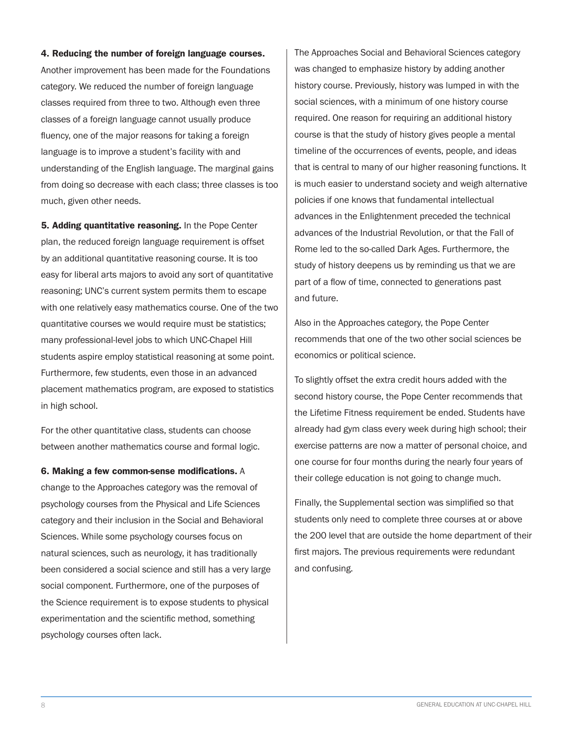**4. Reducing the number of foreign language courses.** Another improvement has been made for the Foundations category. We reduced the number of foreign language classes required from three to two. Although even three classes of a foreign language cannot usually produce fluency, one of the major reasons for taking a foreign language is to improve a student's facility with and understanding of the English language. The marginal gains from doing so decrease with each class; three classes is too much, given other needs.

**5. Adding quantitative reasoning.** In the Pope Center plan, the reduced foreign language requirement is offset by an additional quantitative reasoning course. It is too easy for liberal arts majors to avoid any sort of quantitative reasoning; UNC's current system permits them to escape with one relatively easy mathematics course. One of the two quantitative courses we would require must be statistics; many professional-level jobs to which UNC-Chapel Hill students aspire employ statistical reasoning at some point. Furthermore, few students, even those in an advanced placement mathematics program, are exposed to statistics in high school.

For the other quantitative class, students can choose between another mathematics course and formal logic.

**6. Making a few common-sense modifications.** A change to the Approaches category was the removal of psychology courses from the Physical and Life Sciences category and their inclusion in the Social and Behavioral Sciences. While some psychology courses focus on natural sciences, such as neurology, it has traditionally been considered a social science and still has a very large social component. Furthermore, one of the purposes of the Science requirement is to expose students to physical experimentation and the scientific method, something psychology courses often lack.

The Approaches Social and Behavioral Sciences category was changed to emphasize history by adding another history course. Previously, history was lumped in with the social sciences, with a minimum of one history course required. One reason for requiring an additional history course is that the study of history gives people a mental timeline of the occurrences of events, people, and ideas that is central to many of our higher reasoning functions. It is much easier to understand society and weigh alternative policies if one knows that fundamental intellectual advances in the Enlightenment preceded the technical advances of the Industrial Revolution, or that the Fall of Rome led to the so-called Dark Ages. Furthermore, the study of history deepens us by reminding us that we are part of a flow of time, connected to generations past and future.

Also in the Approaches category, the Pope Center recommends that one of the two other social sciences be economics or political science.

To slightly offset the extra credit hours added with the second history course, the Pope Center recommends that the Lifetime Fitness requirement be ended. Students have already had gym class every week during high school; their exercise patterns are now a matter of personal choice, and one course for four months during the nearly four years of their college education is not going to change much.

Finally, the Supplemental section was simplified so that students only need to complete three courses at or above the 200 level that are outside the home department of their first majors. The previous requirements were redundant and confusing.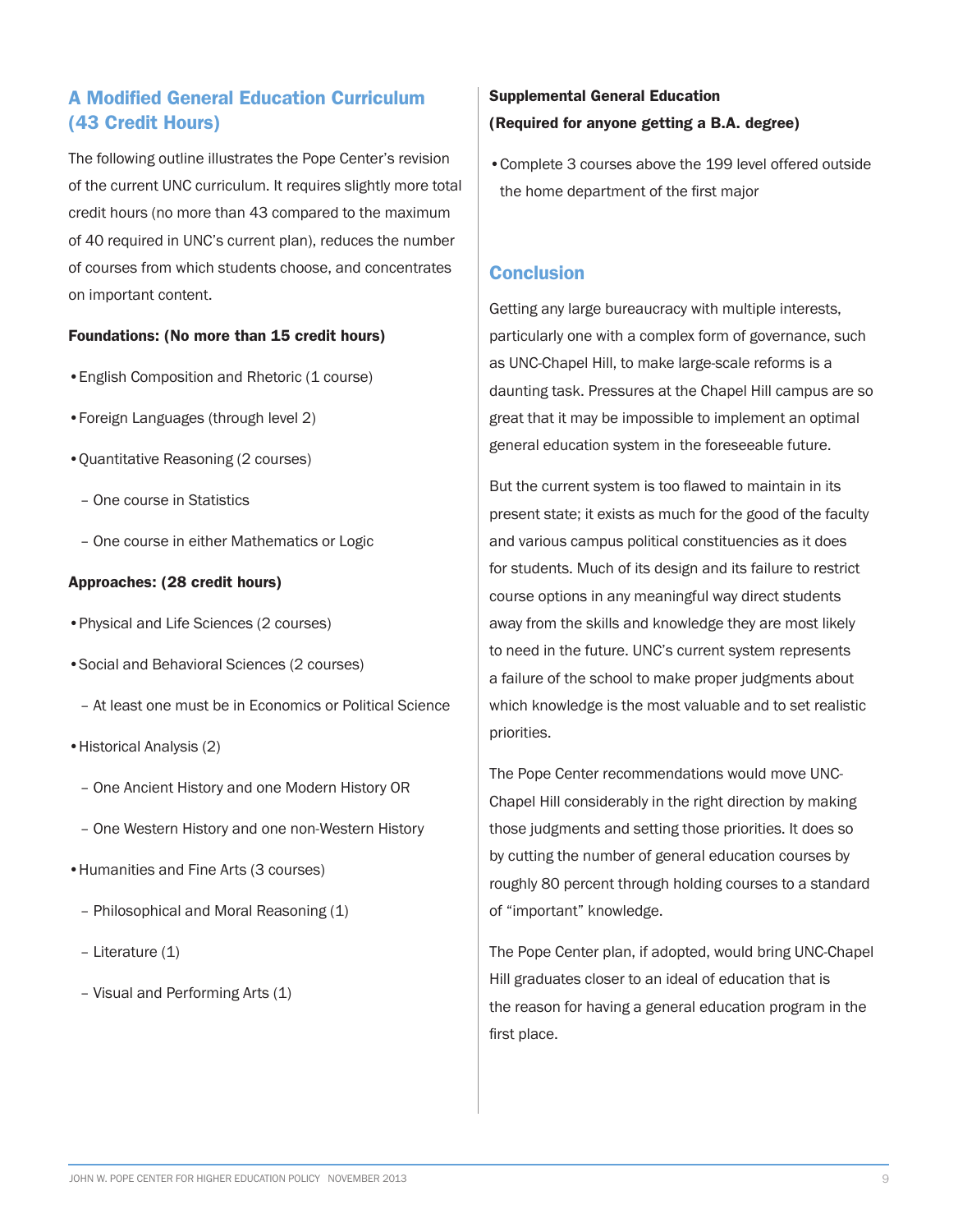## A Modified General Education Curriculum (43 Credit Hours)

The following outline illustrates the Pope Center's revision of the current UNC curriculum. It requires slightly more total credit hours (no more than 43 compared to the maximum of 40 required in UNC's current plan), reduces the number of courses from which students choose, and concentrates on important content.

**Foundations: (No more than 15 credit hours)**

- English Composition and Rhetoric (1 course)
- Foreign Languages (through level 2)
- Quantitative Reasoning (2 courses)
  - One course in Statistics
  - One course in either Mathematics or Logic

**Approaches: (28 credit hours)**

- Physical and Life Sciences (2 courses)
- Social and Behavioral Sciences (2 courses)
  - At least one must be in Economics or Political Science
- Historical Analysis (2)
  - One Ancient History and one Modern History OR
  - One Western History and one non-Western History
- Humanities and Fine Arts (3 courses)
  - Philosophical and Moral Reasoning (1)
  - Literature (1)
  - Visual and Performing Arts (1)

**Supplemental General Education**
**(Required for anyone getting a B.A. degree)**

- Complete 3 courses above the 199 level offered outside the home department of the first major

## Conclusion

Getting any large bureaucracy with multiple interests, particularly one with a complex form of governance, such as UNC-Chapel Hill, to make large-scale reforms is a daunting task. Pressures at the Chapel Hill campus are so great that it may be impossible to implement an optimal general education system in the foreseeable future.

But the current system is too flawed to maintain in its present state; it exists as much for the good of the faculty and various campus political constituencies as it does for students. Much of its design and its failure to restrict course options in any meaningful way direct students away from the skills and knowledge they are most likely to need in the future. UNC's current system represents a failure of the school to make proper judgments about which knowledge is the most valuable and to set realistic priorities.

The Pope Center recommendations would move UNC-Chapel Hill considerably in the right direction by making those judgments and setting those priorities. It does so by cutting the number of general education courses by roughly 80 percent through holding courses to a standard of "important" knowledge.

The Pope Center plan, if adopted, would bring UNC-Chapel Hill graduates closer to an ideal of education that is the reason for having a general education program in the first place.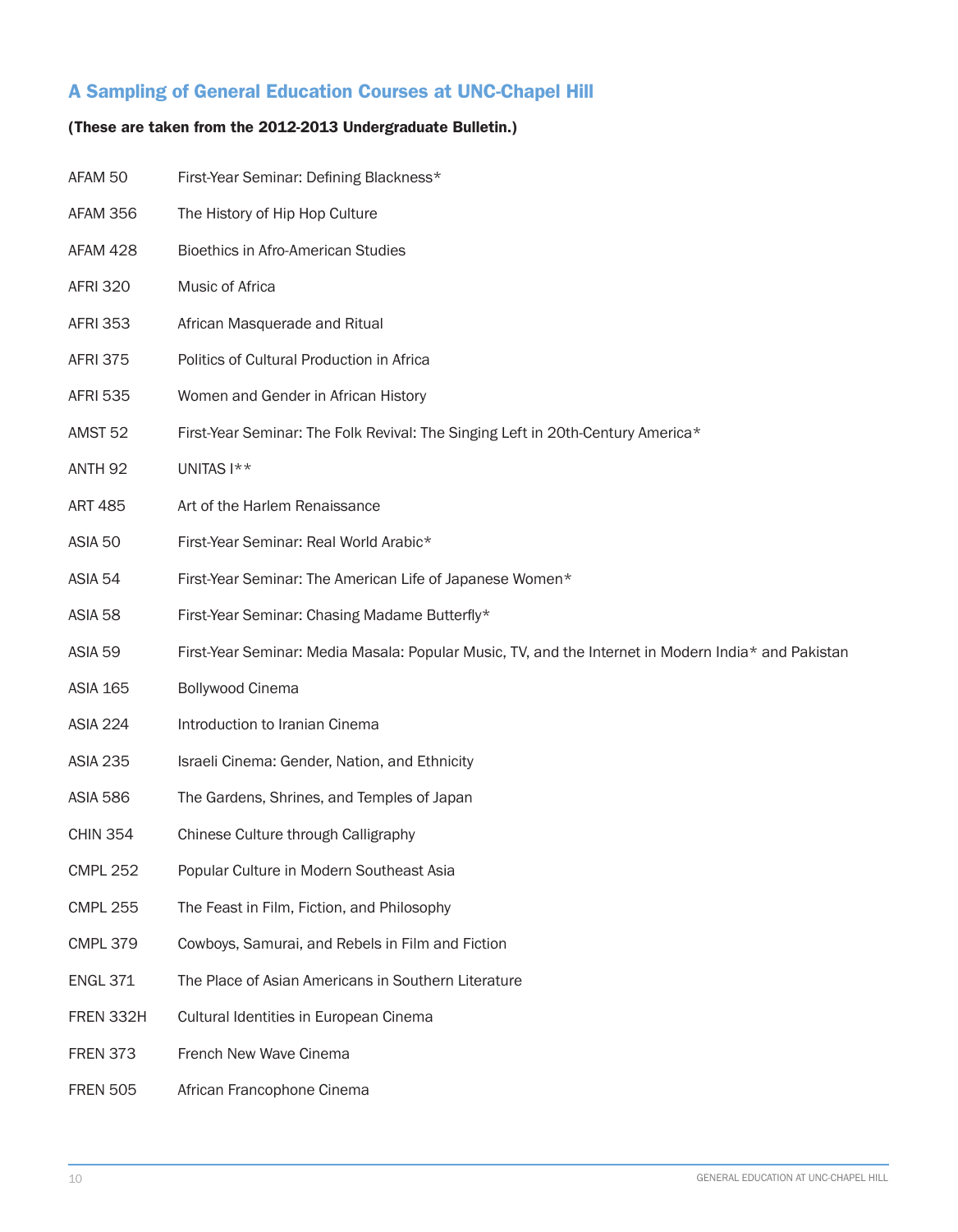## A Sampling of General Education Courses at UNC-Chapel Hill

**(These are taken from the 2012-2013 Undergraduate Bulletin.)**

| | |
|---|---|
| AFAM 50 | First-Year Seminar: Defining Blackness* |
| AFAM 356 | The History of Hip Hop Culture |
| AFAM 428 | Bioethics in Afro-American Studies |
| AFRI 320 | Music of Africa |
| AFRI 353 | African Masquerade and Ritual |
| AFRI 375 | Politics of Cultural Production in Africa |
| AFRI 535 | Women and Gender in African History |
| AMST 52 | First-Year Seminar: The Folk Revival: The Singing Left in 20th-Century America* |
| ANTH 92 | UNITAS I** |
| ART 485 | Art of the Harlem Renaissance |
| ASIA 50 | First-Year Seminar: Real World Arabic* |
| ASIA 54 | First-Year Seminar: The American Life of Japanese Women* |
| ASIA 58 | First-Year Seminar: Chasing Madame Butterfly* |
| ASIA 59 | First-Year Seminar: Media Masala: Popular Music, TV, and the Internet in Modern India* and Pakistan |
| ASIA 165 | Bollywood Cinema |
| ASIA 224 | Introduction to Iranian Cinema |
| ASIA 235 | Israeli Cinema: Gender, Nation, and Ethnicity |
| ASIA 586 | The Gardens, Shrines, and Temples of Japan |
| CHIN 354 | Chinese Culture through Calligraphy |
| CMPL 252 | Popular Culture in Modern Southeast Asia |
| CMPL 255 | The Feast in Film, Fiction, and Philosophy |
| CMPL 379 | Cowboys, Samurai, and Rebels in Film and Fiction |
| ENGL 371 | The Place of Asian Americans in Southern Literature |
| FREN 332H | Cultural Identities in European Cinema |
| FREN 373 | French New Wave Cinema |
| FREN 505 | African Francophone Cinema |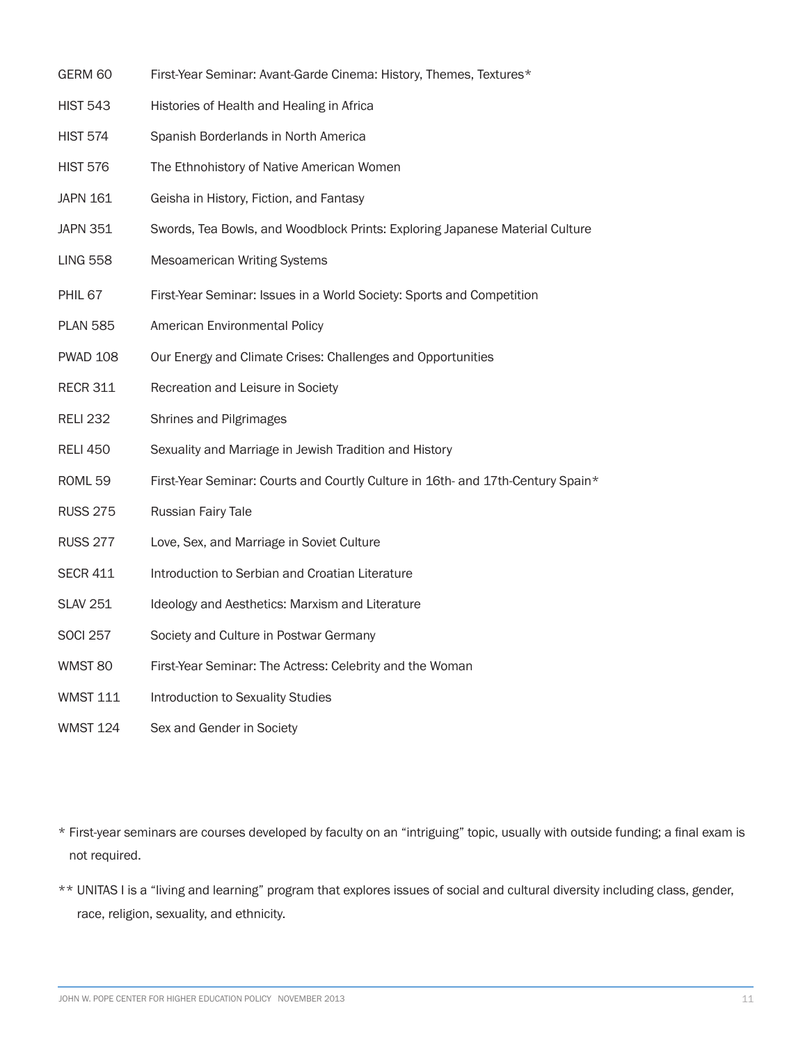| | |
|---|---|
| GERM 60 | First-Year Seminar: Avant-Garde Cinema: History, Themes, Textures* |
| HIST 543 | Histories of Health and Healing in Africa |
| HIST 574 | Spanish Borderlands in North America |
| HIST 576 | The Ethnohistory of Native American Women |
| JAPN 161 | Geisha in History, Fiction, and Fantasy |
| JAPN 351 | Swords, Tea Bowls, and Woodblock Prints: Exploring Japanese Material Culture |
| LING 558 | Mesoamerican Writing Systems |
| PHIL 67 | First-Year Seminar: Issues in a World Society: Sports and Competition |
| PLAN 585 | American Environmental Policy |
| PWAD 108 | Our Energy and Climate Crises: Challenges and Opportunities |
| RECR 311 | Recreation and Leisure in Society |
| RELI 232 | Shrines and Pilgrimages |
| RELI 450 | Sexuality and Marriage in Jewish Tradition and History |
| ROML 59 | First-Year Seminar: Courts and Courtly Culture in 16th- and 17th-Century Spain* |
| RUSS 275 | Russian Fairy Tale |
| RUSS 277 | Love, Sex, and Marriage in Soviet Culture |
| SECR 411 | Introduction to Serbian and Croatian Literature |
| SLAV 251 | Ideology and Aesthetics: Marxism and Literature |
| SOCI 257 | Society and Culture in Postwar Germany |
| WMST 80 | First-Year Seminar: The Actress: Celebrity and the Woman |
| WMST 111 | Introduction to Sexuality Studies |
| WMST 124 | Sex and Gender in Society |

* First-year seminars are courses developed by faculty on an "intriguing" topic, usually with outside funding; a final exam is not required.

** UNITAS I is a "living and learning" program that explores issues of social and cultural diversity including class, gender, race, religion, sexuality, and ethnicity.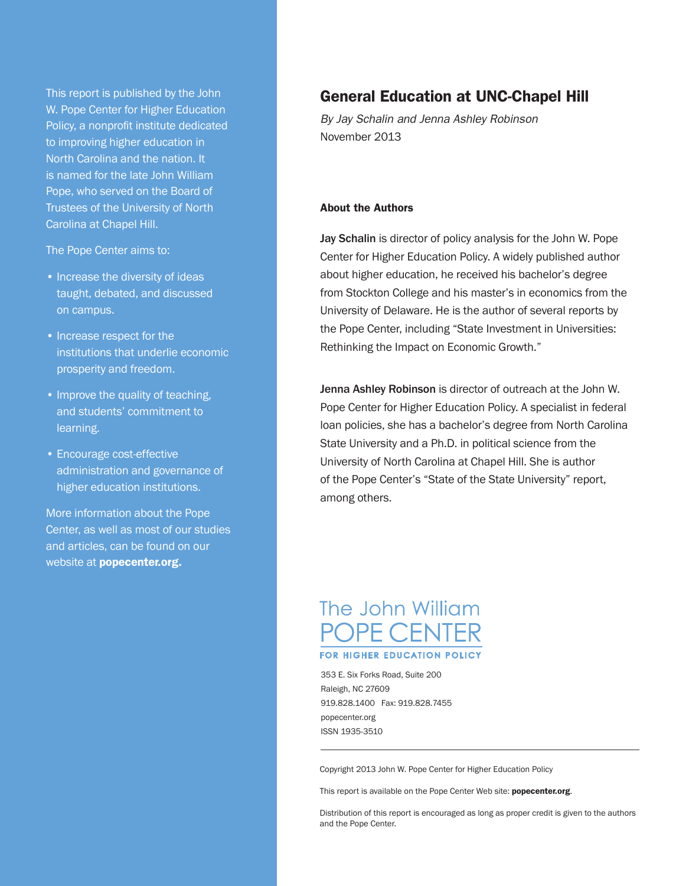This report is published by the John W. Pope Center for Higher Education Policy, a nonprofit institute dedicated to improving higher education in North Carolina and the nation. It is named for the late John William Pope, who served on the Board of Trustees of the University of North Carolina at Chapel Hill.

The Pope Center aims to:

- Increase the diversity of ideas taught, debated, and discussed on campus.
- Increase respect for the institutions that underlie economic prosperity and freedom.
- Improve the quality of teaching, and students' commitment to learning.
- Encourage cost-effective administration and governance of higher education institutions.

More information about the Pope Center, as well as most of our studies and articles, can be found on our website at **popecenter.org.**

## General Education at UNC-Chapel Hill

*By Jay Schalin and Jenna Ashley Robinson*
November 2013

### About the Authors

**Jay Schalin** is director of policy analysis for the John W. Pope Center for Higher Education Policy. A widely published author about higher education, he received his bachelor's degree from Stockton College and his master's in economics from the University of Delaware. He is the author of several reports by the Pope Center, including "State Investment in Universities: Rethinking the Impact on Economic Growth."

**Jenna Ashley Robinson** is director of outreach at the John W. Pope Center for Higher Education Policy. A specialist in federal loan policies, she has a bachelor's degree from North Carolina State University and a Ph.D. in political science from the University of North Carolina at Chapel Hill. She is author of the Pope Center's "State of the State University" report, among others.

The John William
POPE CENTER
FOR HIGHER EDUCATION POLICY

353 E. Six Forks Road, Suite 200
Raleigh, NC 27609
919.828.1400 Fax: 919.828.7455
popecenter.org
ISSN 1935-3510

---

Copyright 2013 John W. Pope Center for Higher Education Policy

This report is available on the Pope Center Web site: **popecenter.org**.

Distribution of this report is encouraged as long as proper credit is given to the authors and the Pope Center.